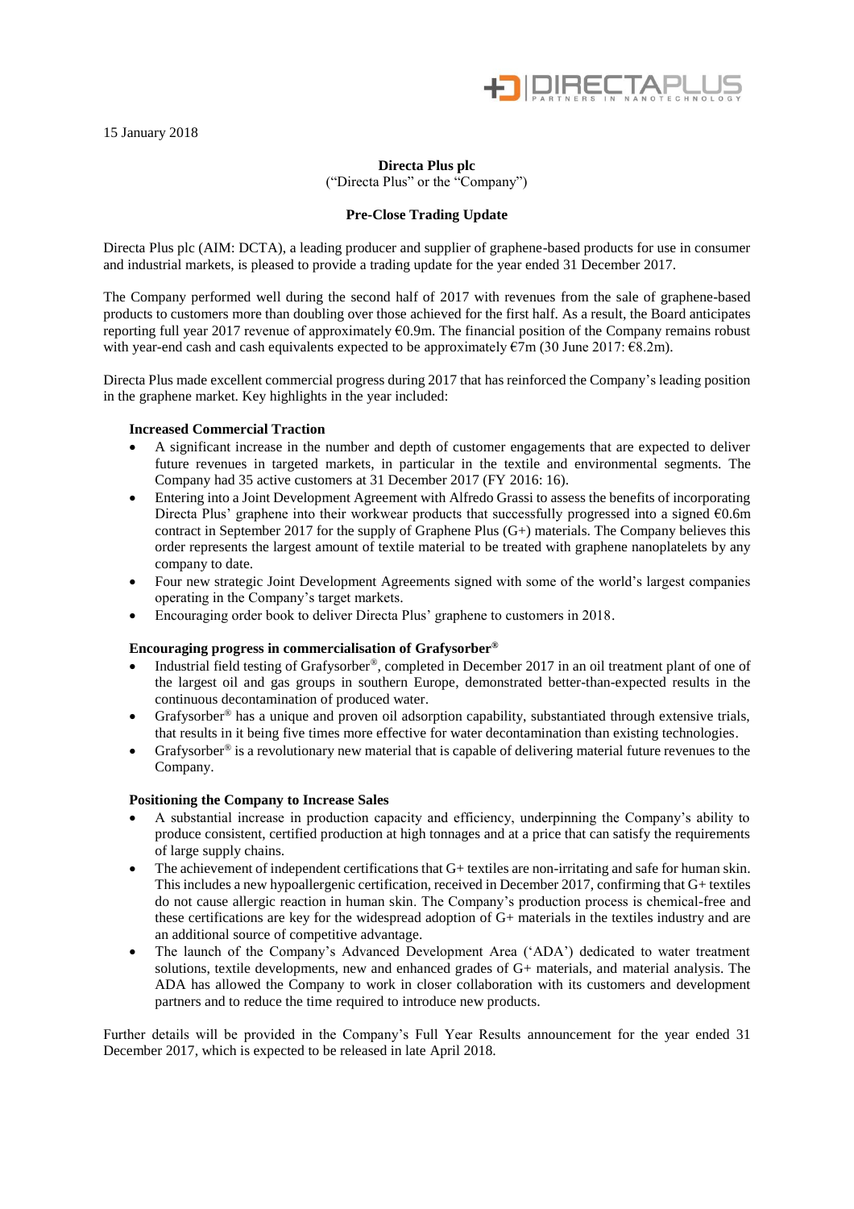15 January 2018

**Directa Plus plc**

("Directa Plus" or the "Company")

**Pre-Close Trading Update**

Directa Plus plc (AIM: DCTA), a leading producer and supplier of graphene-based products for use in consumer and industrial markets, is pleased to provide a trading update for the year ended 31 December 2017.

The Company performed well during the second half of 2017 with revenues from the sale of graphene-based products to customers more than doubling over those achieved for the first half. As a result, the Board anticipates reporting full year 2017 revenue of approximately €0.9m. The financial position of the Company remains robust with year-end cash and cash equivalents expected to be approximately €7m (30 June 2017: €8.2m).

Directa Plus made excellent commercial progress during 2017 that has reinforced the Company's leading position in the graphene market. Key highlights in the year included:

**Increased Commercial Traction**

- A significant increase in the number and depth of customer engagements that are expected to deliver future revenues in targeted markets, in particular in the textile and environmental segments. The Company had 35 active customers at 31 December 2017 (FY 2016: 16).
- Entering into a Joint Development Agreement with Alfredo Grassi to assess the benefits of incorporating Directa Plus' graphene into their workwear products that successfully progressed into a signed €0.6m contract in September 2017 for the supply of Graphene Plus (G+) materials. The Company believes this order represents the largest amount of textile material to be treated with graphene nanoplatelets by any company to date.
- Four new strategic Joint Development Agreements signed with some of the world's largest companies operating in the Company's target markets.
- Encouraging order book to deliver Directa Plus' graphene to customers in 2018.

**Encouraging progress in commercialisation of Grafysorber®**

- Industrial field testing of Grafysorber®, completed in December 2017 in an oil treatment plant of one of the largest oil and gas groups in southern Europe, demonstrated better-than-expected results in the continuous decontamination of produced water.
- Grafysorber® has a unique and proven oil adsorption capability, substantiated through extensive trials, that results in it being five times more effective for water decontamination than existing technologies.
- Grafysorber® is a revolutionary new material that is capable of delivering material future revenues to the Company.

**Positioning the Company to Increase Sales**

- A substantial increase in production capacity and efficiency, underpinning the Company's ability to produce consistent, certified production at high tonnages and at a price that can satisfy the requirements of large supply chains.
- The achievement of independent certifications that G+ textiles are non-irritating and safe for human skin. This includes a new hypoallergenic certification, received in December 2017, confirming that G+ textiles do not cause allergic reaction in human skin. The Company's production process is chemical-free and these certifications are key for the widespread adoption of G+ materials in the textiles industry and are an additional source of competitive advantage.
- The launch of the Company's Advanced Development Area ('ADA') dedicated to water treatment solutions, textile developments, new and enhanced grades of G+ materials, and material analysis. The ADA has allowed the Company to work in closer collaboration with its customers and development partners and to reduce the time required to introduce new products.

Further details will be provided in the Company's Full Year Results announcement for the year ended 31 December 2017, which is expected to be released in late April 2018.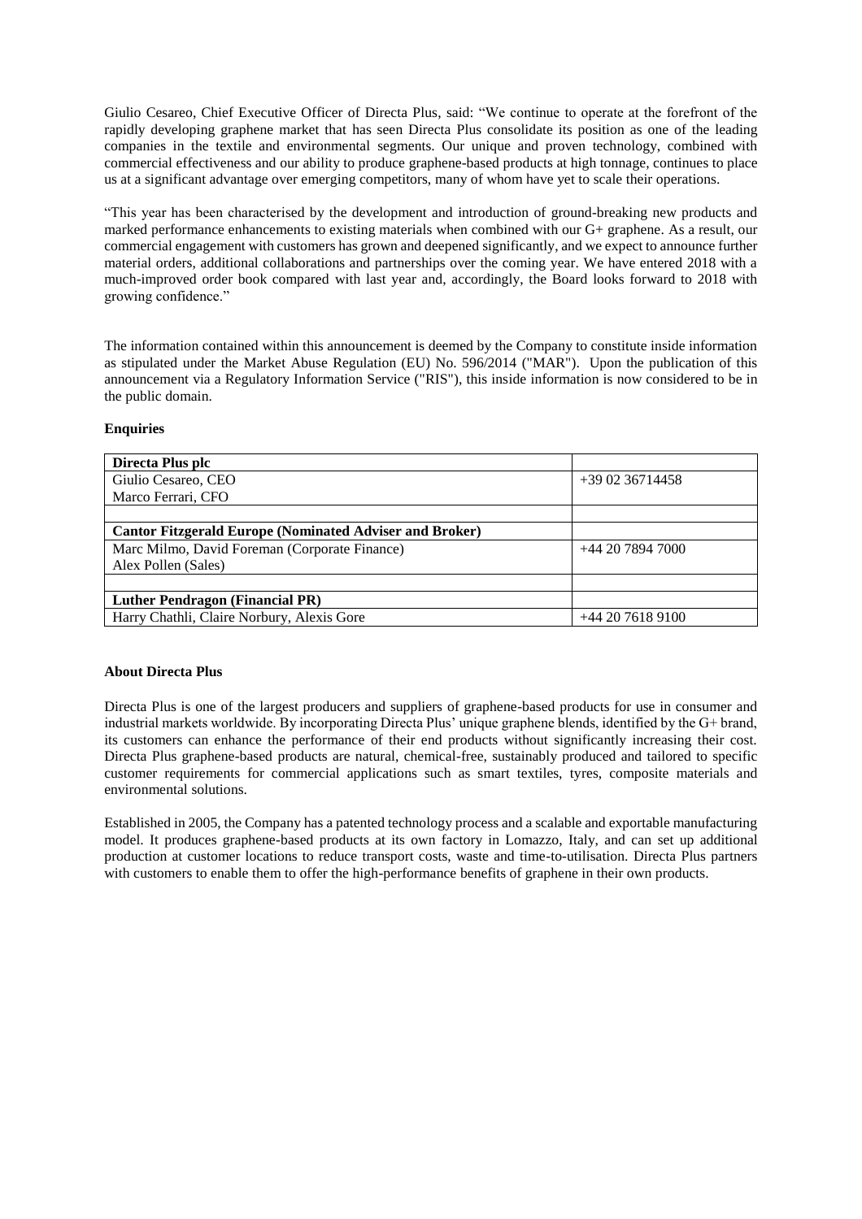Giulio Cesareo, Chief Executive Officer of Directa Plus, said: "We continue to operate at the forefront of the rapidly developing graphene market that has seen Directa Plus consolidate its position as one of the leading companies in the textile and environmental segments. Our unique and proven technology, combined with commercial effectiveness and our ability to produce graphene-based products at high tonnage, continues to place us at a significant advantage over emerging competitors, many of whom have yet to scale their operations.

"This year has been characterised by the development and introduction of ground-breaking new products and marked performance enhancements to existing materials when combined with our G+ graphene. As a result, our commercial engagement with customers has grown and deepened significantly, and we expect to announce further material orders, additional collaborations and partnerships over the coming year. We have entered 2018 with a much-improved order book compared with last year and, accordingly, the Board looks forward to 2018 with growing confidence."

The information contained within this announcement is deemed by the Company to constitute inside information as stipulated under the Market Abuse Regulation (EU) No. 596/2014 ("MAR"). Upon the publication of this announcement via a Regulatory Information Service ("RIS"), this inside information is now considered to be in the public domain.

**Enquiries**

| | |
|---|---|
| **Directa Plus plc** | |
| Giulio Cesareo, CEO<br>Marco Ferrari, CFO | +39 02 36714458 |
| | |
| **Cantor Fitzgerald Europe (Nominated Adviser and Broker)** | |
| Marc Milmo, David Foreman (Corporate Finance)<br>Alex Pollen (Sales) | +44 20 7894 7000 |
| | |
| **Luther Pendragon (Financial PR)** | |
| Harry Chathli, Claire Norbury, Alexis Gore | +44 20 7618 9100 |

**About Directa Plus**

Directa Plus is one of the largest producers and suppliers of graphene-based products for use in consumer and industrial markets worldwide. By incorporating Directa Plus' unique graphene blends, identified by the G+ brand, its customers can enhance the performance of their end products without significantly increasing their cost. Directa Plus graphene-based products are natural, chemical-free, sustainably produced and tailored to specific customer requirements for commercial applications such as smart textiles, tyres, composite materials and environmental solutions.

Established in 2005, the Company has a patented technology process and a scalable and exportable manufacturing model. It produces graphene-based products at its own factory in Lomazzo, Italy, and can set up additional production at customer locations to reduce transport costs, waste and time-to-utilisation. Directa Plus partners with customers to enable them to offer the high-performance benefits of graphene in their own products.